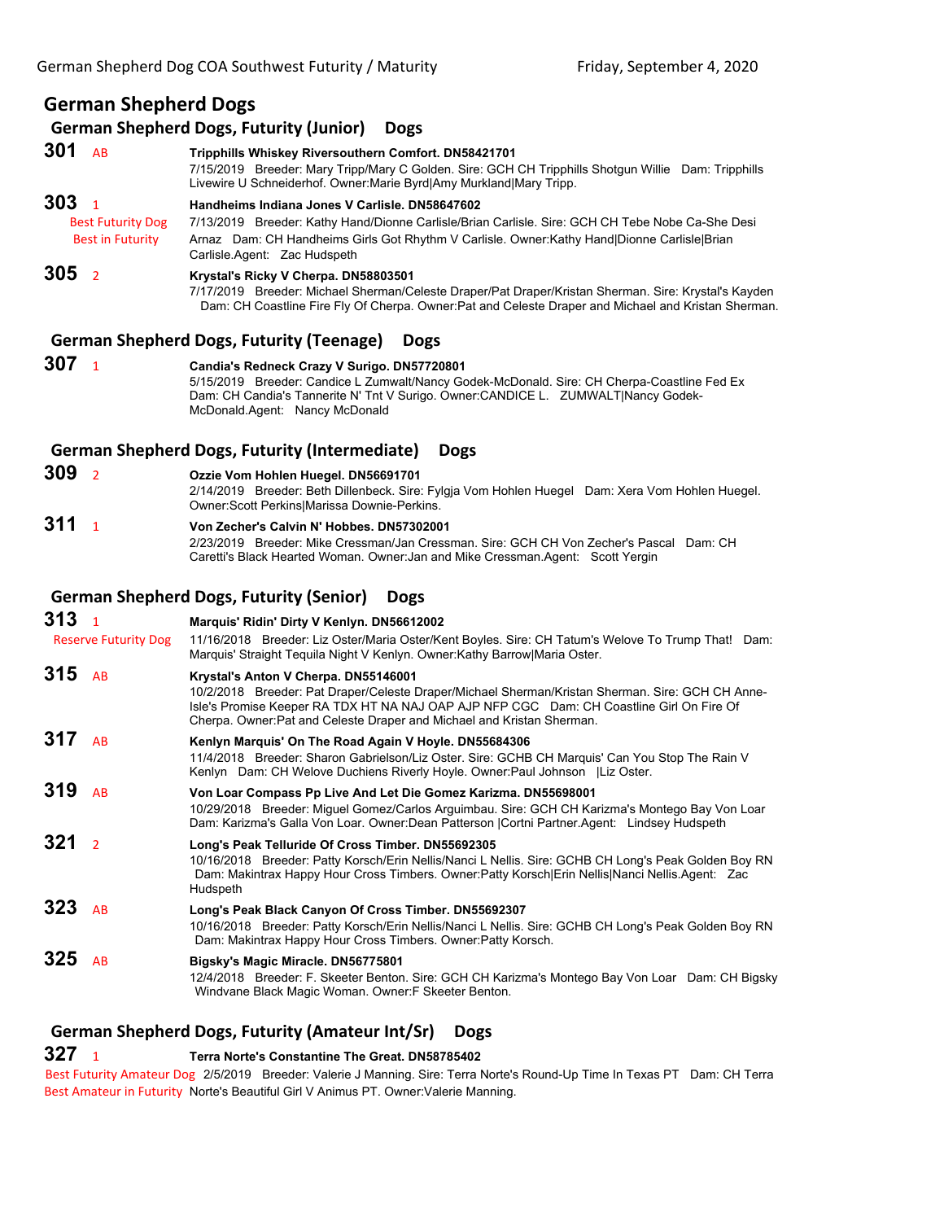German Shepherd Dog COA Southwest Futurity / Maturity — Friday, September 4, 2020

# German Shepherd Dogs

## German Shepherd Dogs, Futurity (Junior) Dogs

**301** AB
**Tripphills Whiskey Riversouthern Comfort. DN58421701**
7/15/2019 Breeder: Mary Tripp/Mary C Golden. Sire: GCH CH Tripphills Shotgun Willie Dam: Tripphills Livewire U Schneiderhof. Owner:Marie Byrd|Amy Murkland|Mary Tripp.

**303** 1
Best Futurity Dog
Best in Futurity
**Handheims Indiana Jones V Carlisle. DN58647602**
7/13/2019 Breeder: Kathy Hand/Dionne Carlisle/Brian Carlisle. Sire: GCH CH Tebe Nobe Ca-She Desi Arnaz Dam: CH Handheims Girls Got Rhythm V Carlisle. Owner:Kathy Hand|Dionne Carlisle|Brian Carlisle.Agent: Zac Hudspeth

**305** 2
**Krystal's Ricky V Cherpa. DN58803501**
7/17/2019 Breeder: Michael Sherman/Celeste Draper/Pat Draper/Kristan Sherman. Sire: Krystal's Kayden Dam: CH Coastline Fire Fly Of Cherpa. Owner:Pat and Celeste Draper and Michael and Kristan Sherman.

## German Shepherd Dogs, Futurity (Teenage) Dogs

**307** 1
**Candia's Redneck Crazy V Surigo. DN57720801**
5/15/2019 Breeder: Candice L Zumwalt/Nancy Godek-McDonald. Sire: CH Cherpa-Coastline Fed Ex Dam: CH Candia's Tannerite N' Tnt V Surigo. Owner:CANDICE L. ZUMWALT|Nancy Godek-McDonald.Agent: Nancy McDonald

## German Shepherd Dogs, Futurity (Intermediate) Dogs

**309** 2
**Ozzie Vom Hohlen Huegel. DN56691701**
2/14/2019 Breeder: Beth Dillenbeck. Sire: Fylgja Vom Hohlen Huegel Dam: Xera Vom Hohlen Huegel. Owner:Scott Perkins|Marissa Downie-Perkins.

**311** 1
**Von Zecher's Calvin N' Hobbes. DN57302001**
2/23/2019 Breeder: Mike Cressman/Jan Cressman. Sire: GCH CH Von Zecher's Pascal Dam: CH Caretti's Black Hearted Woman. Owner:Jan and Mike Cressman.Agent: Scott Yergin

## German Shepherd Dogs, Futurity (Senior) Dogs

**313** 1
Reserve Futurity Dog
**Marquis' Ridin' Dirty V Kenlyn. DN56612002**
11/16/2018 Breeder: Liz Oster/Maria Oster/Kent Boyles. Sire: CH Tatum's Welove To Trump That! Dam: Marquis' Straight Tequila Night V Kenlyn. Owner:Kathy Barrow|Maria Oster.

**315** AB
**Krystal's Anton V Cherpa. DN55146001**
10/2/2018 Breeder: Pat Draper/Celeste Draper/Michael Sherman/Kristan Sherman. Sire: GCH CH Anne-Isle's Promise Keeper RA TDX HT NA NAJ OAP AJP NFP CGC Dam: CH Coastline Girl On Fire Of Cherpa. Owner:Pat and Celeste Draper and Michael and Kristan Sherman.

**317** AB
**Kenlyn Marquis' On The Road Again V Hoyle. DN55684306**
11/4/2018 Breeder: Sharon Gabrielson/Liz Oster. Sire: GCHB CH Marquis' Can You Stop The Rain V Kenlyn Dam: CH Welove Duchiens Riverly Hoyle. Owner:Paul Johnson |Liz Oster.

**319** AB
**Von Loar Compass Pp Live And Let Die Gomez Karizma. DN55698001**
10/29/2018 Breeder: Miguel Gomez/Carlos Arguimbau. Sire: GCH CH Karizma's Montego Bay Von Loar Dam: Karizma's Galla Von Loar. Owner:Dean Patterson |Cortni Partner.Agent: Lindsey Hudspeth

**321** 2
**Long's Peak Telluride Of Cross Timber. DN55692305**
10/16/2018 Breeder: Patty Korsch/Erin Nellis/Nanci L Nellis. Sire: GCHB CH Long's Peak Golden Boy RN Dam: Makintrax Happy Hour Cross Timbers. Owner:Patty Korsch|Erin Nellis|Nanci Nellis.Agent: Zac Hudspeth

**323** AB
**Long's Peak Black Canyon Of Cross Timber. DN55692307**
10/16/2018 Breeder: Patty Korsch/Erin Nellis/Nanci L Nellis. Sire: GCHB CH Long's Peak Golden Boy RN Dam: Makintrax Happy Hour Cross Timbers. Owner:Patty Korsch.

**325** AB
**Bigsky's Magic Miracle. DN56775801**
12/4/2018 Breeder: F. Skeeter Benton. Sire: GCH CH Karizma's Montego Bay Von Loar Dam: CH Bigsky Windvane Black Magic Woman. Owner:F Skeeter Benton.

## German Shepherd Dogs, Futurity (Amateur Int/Sr) Dogs

**327** 1
Best Futurity Amateur Dog
Best Amateur in Futurity
**Terra Norte's Constantine The Great. DN58785402**
2/5/2019 Breeder: Valerie J Manning. Sire: Terra Norte's Round-Up Time In Texas PT Dam: CH Terra Norte's Beautiful Girl V Animus PT. Owner:Valerie Manning.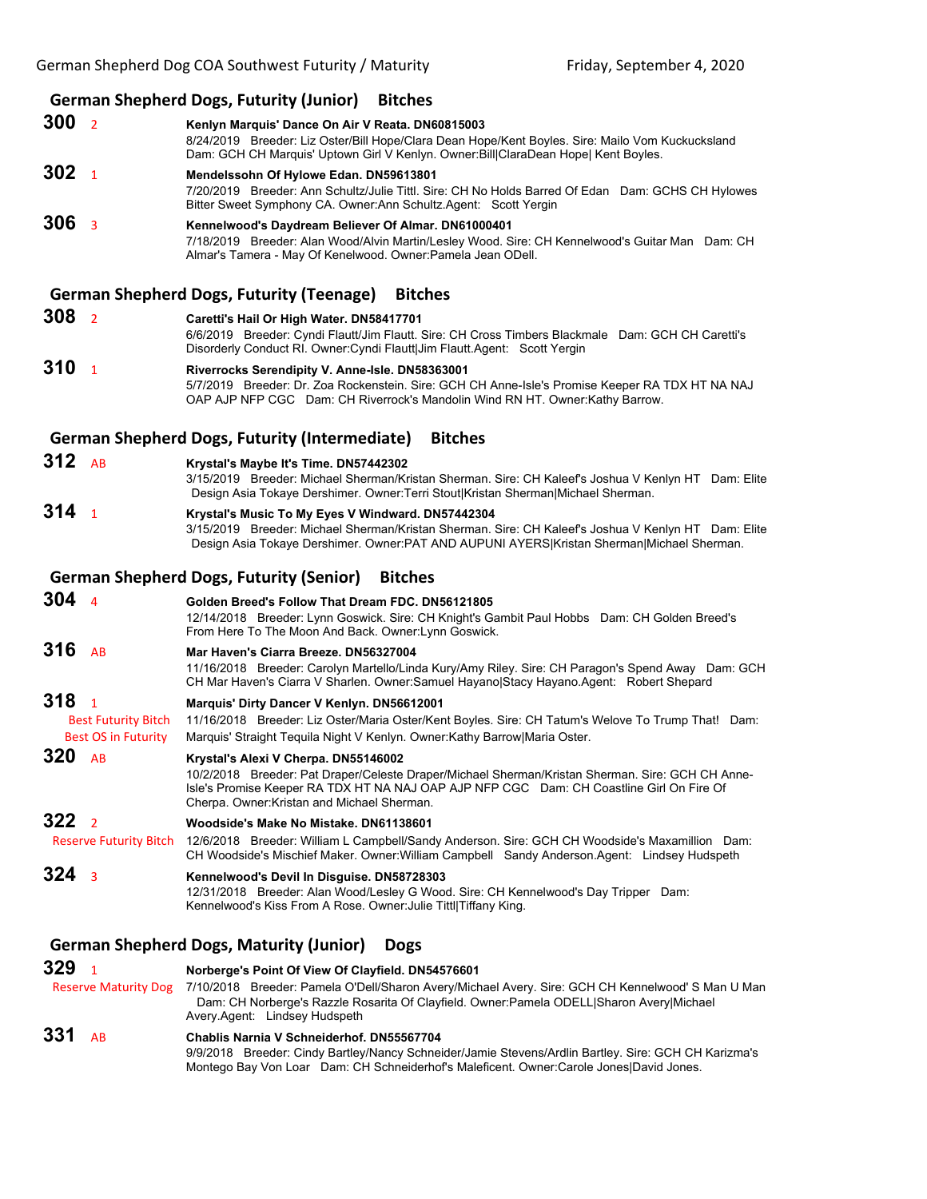## German Shepherd Dogs, Futurity (Junior) Bitches

**300** 2 **Kenlyn Marquis' Dance On Air V Reata. DN60815003**
8/24/2019 Breeder: Liz Oster/Bill Hope/Clara Dean Hope/Kent Boyles. Sire: Mailo Vom Kuckucksland Dam: GCH CH Marquis' Uptown Girl V Kenlyn. Owner:Bill|ClaraDean Hope| Kent Boyles.

**302** 1 **Mendelssohn Of Hylowe Edan. DN59613801**
7/20/2019 Breeder: Ann Schultz/Julie Tittl. Sire: CH No Holds Barred Of Edan Dam: GCHS CH Hylowes Bitter Sweet Symphony CA. Owner:Ann Schultz.Agent: Scott Yergin

**306** 3 **Kennelwood's Daydream Believer Of Almar. DN61000401**
7/18/2019 Breeder: Alan Wood/Alvin Martin/Lesley Wood. Sire: CH Kennelwood's Guitar Man Dam: CH Almar's Tamera - May Of Kenelwood. Owner:Pamela Jean ODell.

## German Shepherd Dogs, Futurity (Teenage) Bitches

**308** 2 **Caretti's Hail Or High Water. DN58417701**
6/6/2019 Breeder: Cyndi Flautt/Jim Flautt. Sire: CH Cross Timbers Blackmale Dam: GCH CH Caretti's Disorderly Conduct RI. Owner:Cyndi Flautt|Jim Flautt.Agent: Scott Yergin

**310** 1 **Riverrocks Serendipity V. Anne-Isle. DN58363001**
5/7/2019 Breeder: Dr. Zoa Rockenstein. Sire: GCH CH Anne-Isle's Promise Keeper RA TDX HT NA NAJ OAP AJP NFP CGC Dam: CH Riverrock's Mandolin Wind RN HT. Owner:Kathy Barrow.

## German Shepherd Dogs, Futurity (Intermediate) Bitches

**312** AB **Krystal's Maybe It's Time. DN57442302**
3/15/2019 Breeder: Michael Sherman/Kristan Sherman. Sire: CH Kaleef's Joshua V Kenlyn HT Dam: Elite Design Asia Tokaye Dershimer. Owner:Terri Stout|Kristan Sherman|Michael Sherman.

**314** 1 **Krystal's Music To My Eyes V Windward. DN57442304**
3/15/2019 Breeder: Michael Sherman/Kristan Sherman. Sire: CH Kaleef's Joshua V Kenlyn HT Dam: Elite Design Asia Tokaye Dershimer. Owner:PAT AND AUPUNI AYERS|Kristan Sherman|Michael Sherman.

## German Shepherd Dogs, Futurity (Senior) Bitches

**304** 4 **Golden Breed's Follow That Dream FDC. DN56121805**
12/14/2018 Breeder: Lynn Goswick. Sire: CH Knight's Gambit Paul Hobbs Dam: CH Golden Breed's From Here To The Moon And Back. Owner:Lynn Goswick.

**316** AB **Mar Haven's Ciarra Breeze. DN56327004**
11/16/2018 Breeder: Carolyn Martello/Linda Kury/Amy Riley. Sire: CH Paragon's Spend Away Dam: GCH CH Mar Haven's Ciarra V Sharlen. Owner:Samuel Hayano|Stacy Hayano.Agent: Robert Shepard

**318** 1 Best Futurity Bitch, Best OS in Futurity **Marquis' Dirty Dancer V Kenlyn. DN56612001**
11/16/2018 Breeder: Liz Oster/Maria Oster/Kent Boyles. Sire: CH Tatum's Welove To Trump That! Dam: Marquis' Straight Tequila Night V Kenlyn. Owner:Kathy Barrow|Maria Oster.

**320** AB **Krystal's Alexi V Cherpa. DN55146002**
10/2/2018 Breeder: Pat Draper/Celeste Draper/Michael Sherman/Kristan Sherman. Sire: GCH CH Anne-Isle's Promise Keeper RA TDX HT NA NAJ OAP AJP NFP CGC Dam: CH Coastline Girl On Fire Of Cherpa. Owner:Kristan and Michael Sherman.

**322** 2 Reserve Futurity Bitch **Woodside's Make No Mistake. DN61138601**
12/6/2018 Breeder: William L Campbell/Sandy Anderson. Sire: GCH CH Woodside's Maxamillion Dam: CH Woodside's Mischief Maker. Owner:William Campbell Sandy Anderson.Agent: Lindsey Hudspeth

**324** 3 **Kennelwood's Devil In Disguise. DN58728303**
12/31/2018 Breeder: Alan Wood/Lesley G Wood. Sire: CH Kennelwood's Day Tripper Dam: Kennelwood's Kiss From A Rose. Owner:Julie Tittl|Tiffany King.

## German Shepherd Dogs, Maturity (Junior) Dogs

**329** 1 Reserve Maturity Dog **Norberge's Point Of View Of Clayfield. DN54576601**
7/10/2018 Breeder: Pamela O'Dell/Sharon Avery/Michael Avery. Sire: GCH CH Kennelwood' S Man U Man Dam: CH Norberge's Razzle Rosarita Of Clayfield. Owner:Pamela ODELL|Sharon Avery|Michael Avery.Agent: Lindsey Hudspeth

**331** AB **Chablis Narnia V Schneiderhof. DN55567704**
9/9/2018 Breeder: Cindy Bartley/Nancy Schneider/Jamie Stevens/Ardlin Bartley. Sire: GCH CH Karizma's Montego Bay Von Loar Dam: CH Schneiderhof's Maleficent. Owner:Carole Jones|David Jones.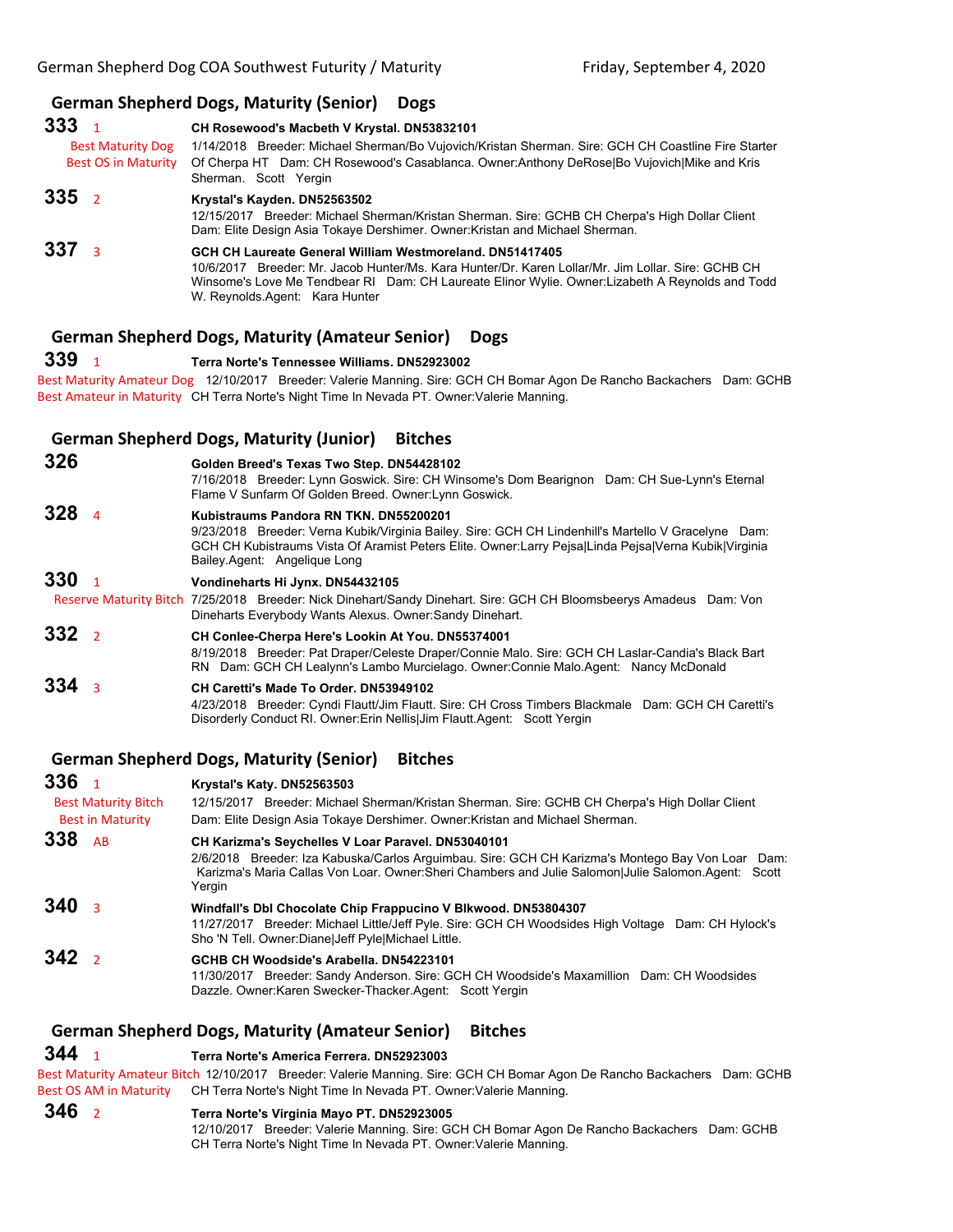## German Shepherd Dogs, Maturity (Senior) Dogs

**333** 1 Best Maturity Dog, Best OS in Maturity
**CH Rosewood's Macbeth V Krystal. DN53832101**
1/14/2018 Breeder: Michael Sherman/Bo Vujovich/Kristan Sherman. Sire: GCH CH Coastline Fire Starter Of Cherpa HT Dam: CH Rosewood's Casablanca. Owner:Anthony DeRose|Bo Vujovich|Mike and Kris Sherman. Scott Yergin

**335** 2
**Krystal's Kayden. DN52563502**
12/15/2017 Breeder: Michael Sherman/Kristan Sherman. Sire: GCHB CH Cherpa's High Dollar Client Dam: Elite Design Asia Tokaye Dershimer. Owner:Kristan and Michael Sherman.

**337** 3
**GCH CH Laureate General William Westmoreland. DN51417405**
10/6/2017 Breeder: Mr. Jacob Hunter/Ms. Kara Hunter/Dr. Karen Lollar/Mr. Jim Lollar. Sire: GCHB CH Winsome's Love Me Tendbear RI Dam: CH Laureate Elinor Wylie. Owner:Lizabeth A Reynolds and Todd W. Reynolds.Agent: Kara Hunter

## German Shepherd Dogs, Maturity (Amateur Senior) Dogs

**339** 1 Best Maturity Amateur Dog, Best Amateur in Maturity
**Terra Norte's Tennessee Williams. DN52923002**
12/10/2017 Breeder: Valerie Manning. Sire: GCH CH Bomar Agon De Rancho Backachers Dam: GCHB CH Terra Norte's Night Time In Nevada PT. Owner:Valerie Manning.

## German Shepherd Dogs, Maturity (Junior) Bitches

**326**
**Golden Breed's Texas Two Step. DN54428102**
7/16/2018 Breeder: Lynn Goswick. Sire: CH Winsome's Dom Bearignon Dam: CH Sue-Lynn's Eternal Flame V Sunfarm Of Golden Breed. Owner:Lynn Goswick.

**328** 4
**Kubistraums Pandora RN TKN. DN55200201**
9/23/2018 Breeder: Verna Kubik/Virginia Bailey. Sire: GCH CH Lindenhill's Martello V Gracelyne Dam: GCH CH Kubistraums Vista Of Aramist Peters Elite. Owner:Larry Pejsa|Linda Pejsa|Verna Kubik|Virginia Bailey.Agent: Angelique Long

**330** 1 Reserve Maturity Bitch
**Vondineharts Hi Jynx. DN54432105**
7/25/2018 Breeder: Nick Dinehart/Sandy Dinehart. Sire: GCH CH Bloomsbeerys Amadeus Dam: Von Dineharts Everybody Wants Alexus. Owner:Sandy Dinehart.

**332** 2
**CH Conlee-Cherpa Here's Lookin At You. DN55374001**
8/19/2018 Breeder: Pat Draper/Celeste Draper/Connie Malo. Sire: GCH CH Laslar-Candia's Black Bart RN Dam: GCH CH Lealynn's Lambo Murcielago. Owner:Connie Malo.Agent: Nancy McDonald

**334** 3
**CH Caretti's Made To Order. DN53949102**
4/23/2018 Breeder: Cyndi Flautt/Jim Flautt. Sire: CH Cross Timbers Blackmale Dam: GCH CH Caretti's Disorderly Conduct RI. Owner:Erin Nellis|Jim Flautt.Agent: Scott Yergin

## German Shepherd Dogs, Maturity (Senior) Bitches

**336** 1 Best Maturity Bitch, Best in Maturity
**Krystal's Katy. DN52563503**
12/15/2017 Breeder: Michael Sherman/Kristan Sherman. Sire: GCHB CH Cherpa's High Dollar Client Dam: Elite Design Asia Tokaye Dershimer. Owner:Kristan and Michael Sherman.

**338** AB
**CH Karizma's Seychelles V Loar Paravel. DN53040101**
2/6/2018 Breeder: Iza Kabuska/Carlos Arguimbau. Sire: GCH CH Karizma's Montego Bay Von Loar Dam: Karizma's Maria Callas Von Loar. Owner:Sheri Chambers and Julie Salomon|Julie Salomon.Agent: Scott Yergin

**340** 3
**Windfall's Dbl Chocolate Chip Frappucino V Blkwood. DN53804307**
11/27/2017 Breeder: Michael Little/Jeff Pyle. Sire: GCH CH Woodsides High Voltage Dam: CH Hylock's Sho 'N Tell. Owner:Diane|Jeff Pyle|Michael Little.

**342** 2
**GCHB CH Woodside's Arabella. DN54223101**
11/30/2017 Breeder: Sandy Anderson. Sire: GCH CH Woodside's Maxamillion Dam: CH Woodsides Dazzle. Owner:Karen Swecker-Thacker.Agent: Scott Yergin

## German Shepherd Dogs, Maturity (Amateur Senior) Bitches

**344** 1 Best Maturity Amateur Bitch, Best OS AM in Maturity
**Terra Norte's America Ferrera. DN52923003**
12/10/2017 Breeder: Valerie Manning. Sire: GCH CH Bomar Agon De Rancho Backachers Dam: GCHB CH Terra Norte's Night Time In Nevada PT. Owner:Valerie Manning.

**346** 2
**Terra Norte's Virginia Mayo PT. DN52923005**
12/10/2017 Breeder: Valerie Manning. Sire: GCH CH Bomar Agon De Rancho Backachers Dam: GCHB CH Terra Norte's Night Time In Nevada PT. Owner:Valerie Manning.